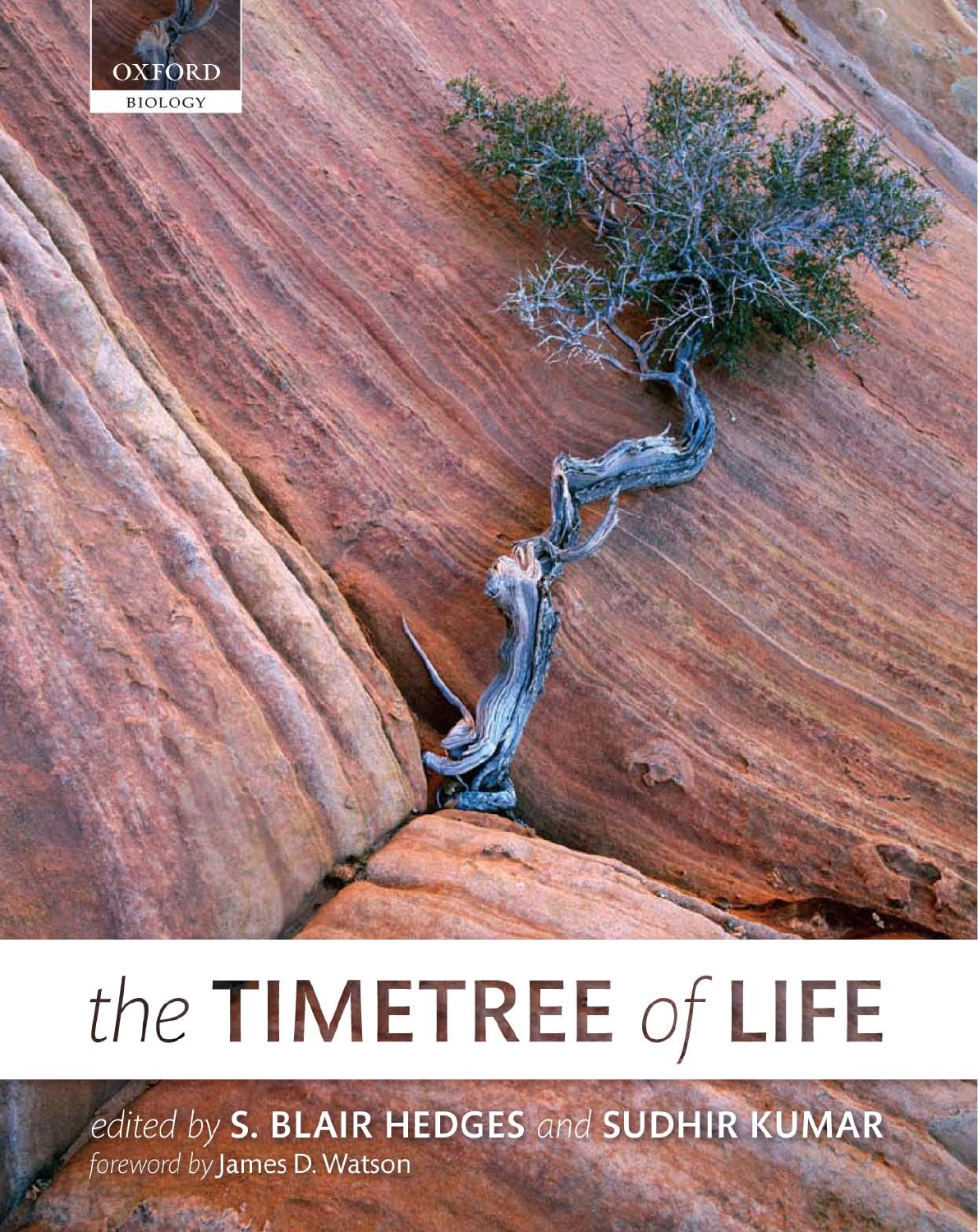OXFORD
BIOLOGY

# *the* TIMETREE *of* LIFE

*edited by* **S. BLAIR HEDGES** *and* **SUDHIR KUMAR**

*foreword by* James D. Watson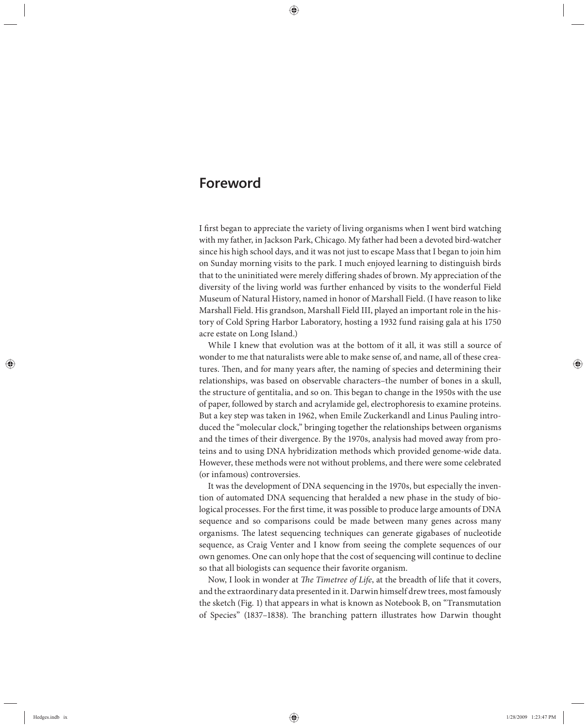# Foreword

I first began to appreciate the variety of living organisms when I went bird watching with my father, in Jackson Park, Chicago. My father had been a devoted bird-watcher since his high school days, and it was not just to escape Mass that I began to join him on Sunday morning visits to the park. I much enjoyed learning to distinguish birds that to the uninitiated were merely differing shades of brown. My appreciation of the diversity of the living world was further enhanced by visits to the wonderful Field Museum of Natural History, named in honor of Marshall Field. (I have reason to like Marshall Field. His grandson, Marshall Field III, played an important role in the history of Cold Spring Harbor Laboratory, hosting a 1932 fund raising gala at his 1750 acre estate on Long Island.)

While I knew that evolution was at the bottom of it all, it was still a source of wonder to me that naturalists were able to make sense of, and name, all of these creatures. Then, and for many years after, the naming of species and determining their relationships, was based on observable characters–the number of bones in a skull, the structure of gentitalia, and so on. This began to change in the 1950s with the use of paper, followed by starch and acrylamide gel, electrophoresis to examine proteins. But a key step was taken in 1962, when Emile Zuckerkandl and Linus Pauling introduced the "molecular clock," bringing together the relationships between organisms and the times of their divergence. By the 1970s, analysis had moved away from proteins and to using DNA hybridization methods which provided genome-wide data. However, these methods were not without problems, and there were some celebrated (or infamous) controversies.

It was the development of DNA sequencing in the 1970s, but especially the invention of automated DNA sequencing that heralded a new phase in the study of biological processes. For the first time, it was possible to produce large amounts of DNA sequence and so comparisons could be made between many genes across many organisms. The latest sequencing techniques can generate gigabases of nucleotide sequence, as Craig Venter and I know from seeing the complete sequences of our own genomes. One can only hope that the cost of sequencing will continue to decline so that all biologists can sequence their favorite organism.

Now, I look in wonder at *The Timetree of Life*, at the breadth of life that it covers, and the extraordinary data presented in it. Darwin himself drew trees, most famously the sketch (Fig. 1) that appears in what is known as Notebook B, on "Transmutation of Species" (1837–1838). The branching pattern illustrates how Darwin thought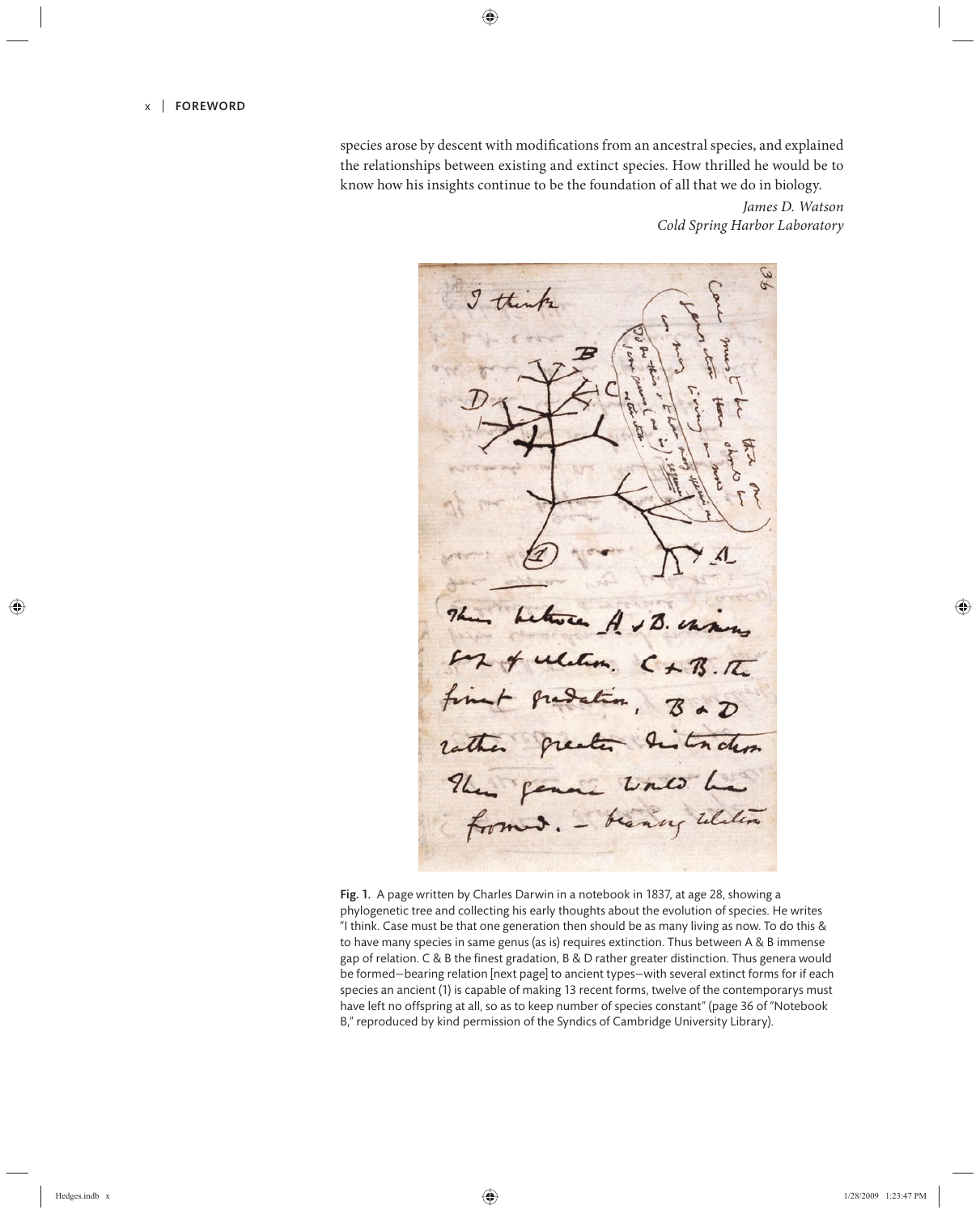species arose by descent with modifications from an ancestral species, and explained the relationships between existing and extinct species. How thrilled he would be to know how his insights continue to be the foundation of all that we do in biology.

*James D. Watson*
*Cold Spring Harbor Laboratory*

**Fig. 1.** A page written by Charles Darwin in a notebook in 1837, at age 28, showing a phylogenetic tree and collecting his early thoughts about the evolution of species. He writes "I think. Case must be that one generation then should be as many living as now. To do this & to have many species in same genus (as is) requires extinction. Thus between A & B immense gap of relation. C & B the finest gradation, B & D rather greater distinction. Thus genera would be formed—bearing relation [next page] to ancient types—with several extinct forms for if each species an ancient (1) is capable of making 13 recent forms, twelve of the contemporarys must have left no offspring at all, so as to keep number of species constant" (page 36 of "Notebook B," reproduced by kind permission of the Syndics of Cambridge University Library).